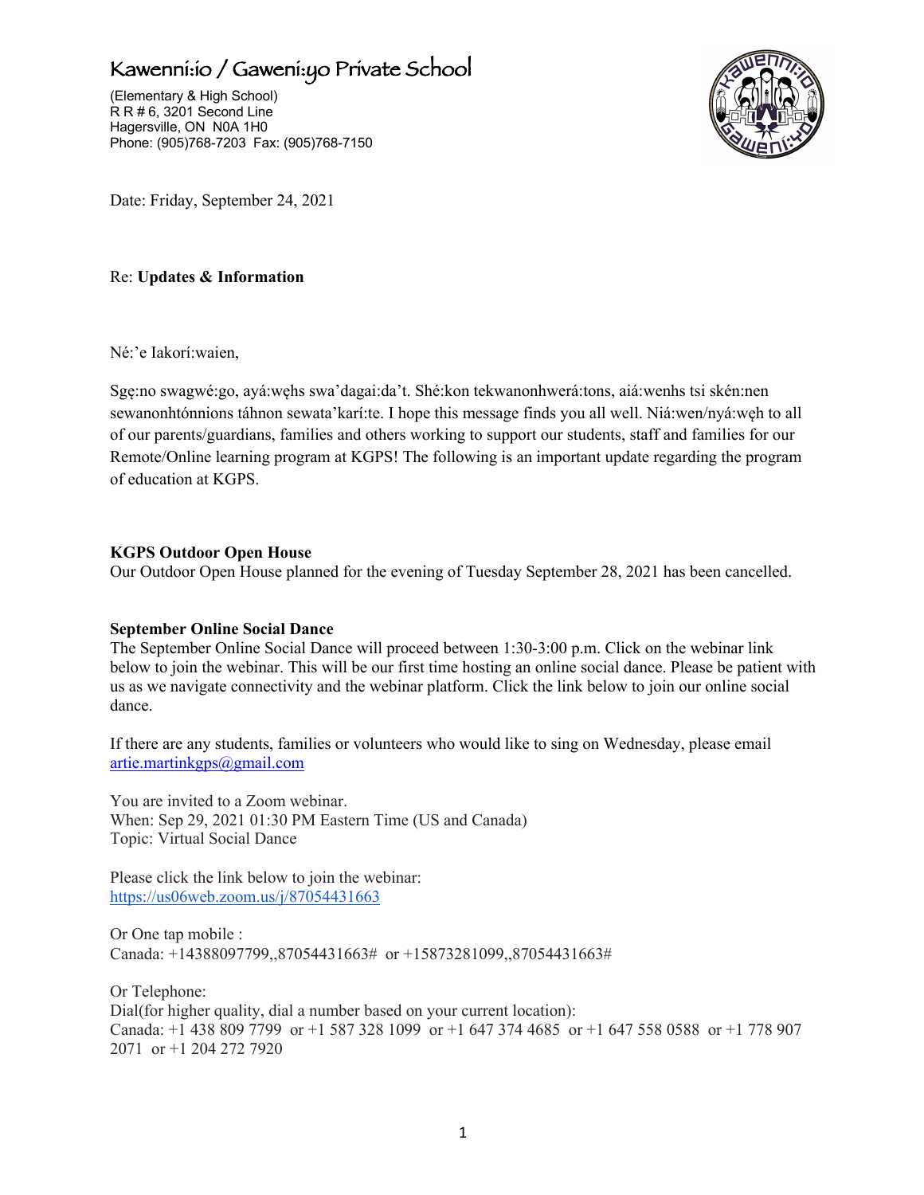# Kawenni:io / Gaweni:yo Private School

(Elementary & High School)
R R # 6, 3201 Second Line
Hagersville, ON N0A 1H0
Phone: (905)768-7203 Fax: (905)768-7150

Date: Friday, September 24, 2021

Re: **Updates & Information**

Né:'e Iakorí:waien,

Sgę:no swagwé:go, ayá:węhs swa'dagai:da't. Shé:kon tekwanonhwerá:tons, aiá:wenhs tsi skén:nen sewanonhtónnions táhnon sewata'karí:te. I hope this message finds you all well. Niá:wen/nyá:węh to all of our parents/guardians, families and others working to support our students, staff and families for our Remote/Online learning program at KGPS! The following is an important update regarding the program of education at KGPS.

**KGPS Outdoor Open House**
Our Outdoor Open House planned for the evening of Tuesday September 28, 2021 has been cancelled.

**September Online Social Dance**
The September Online Social Dance will proceed between 1:30-3:00 p.m. Click on the webinar link below to join the webinar. This will be our first time hosting an online social dance. Please be patient with us as we navigate connectivity and the webinar platform. Click the link below to join our online social dance.

If there are any students, families or volunteers who would like to sing on Wednesday, please email artie.martinkgps@gmail.com

You are invited to a Zoom webinar.
When: Sep 29, 2021 01:30 PM Eastern Time (US and Canada)
Topic: Virtual Social Dance

Please click the link below to join the webinar:
https://us06web.zoom.us/j/87054431663

Or One tap mobile :
Canada: +14388097799,,87054431663# or +15873281099,,87054431663#

Or Telephone:
Dial(for higher quality, dial a number based on your current location):
Canada: +1 438 809 7799 or +1 587 328 1099 or +1 647 374 4685 or +1 647 558 0588 or +1 778 907 2071 or +1 204 272 7920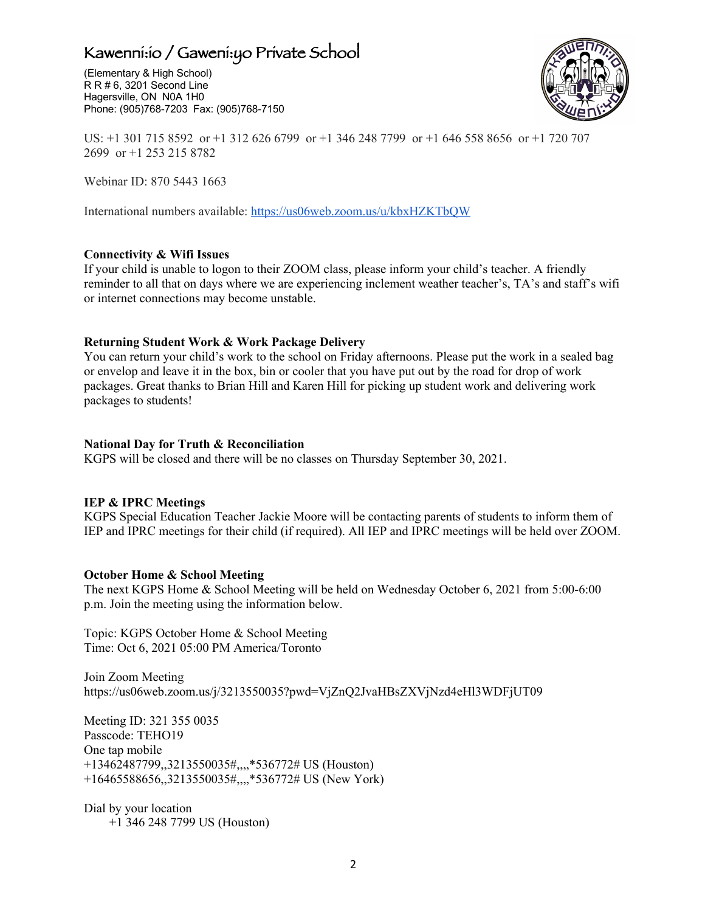# Kawenni:io / Gaweni:yo Private School

(Elementary & High School)
R R # 6, 3201 Second Line
Hagersville, ON N0A 1H0
Phone: (905)768-7203 Fax: (905)768-7150

US: +1 301 715 8592 or +1 312 626 6799 or +1 346 248 7799 or +1 646 558 8656 or +1 720 707 2699 or +1 253 215 8782

Webinar ID: 870 5443 1663

International numbers available: https://us06web.zoom.us/u/kbxHZKTbQW

**Connectivity & Wifi Issues**
If your child is unable to logon to their ZOOM class, please inform your child's teacher. A friendly reminder to all that on days where we are experiencing inclement weather teacher's, TA's and staff's wifi or internet connections may become unstable.

**Returning Student Work & Work Package Delivery**
You can return your child's work to the school on Friday afternoons. Please put the work in a sealed bag or envelop and leave it in the box, bin or cooler that you have put out by the road for drop of work packages. Great thanks to Brian Hill and Karen Hill for picking up student work and delivering work packages to students!

**National Day for Truth & Reconciliation**
KGPS will be closed and there will be no classes on Thursday September 30, 2021.

**IEP & IPRC Meetings**
KGPS Special Education Teacher Jackie Moore will be contacting parents of students to inform them of IEP and IPRC meetings for their child (if required). All IEP and IPRC meetings will be held over ZOOM.

**October Home & School Meeting**
The next KGPS Home & School Meeting will be held on Wednesday October 6, 2021 from 5:00-6:00 p.m. Join the meeting using the information below.

Topic: KGPS October Home & School Meeting
Time: Oct 6, 2021 05:00 PM America/Toronto

Join Zoom Meeting
https://us06web.zoom.us/j/3213550035?pwd=VjZnQ2JvaHBsZXVjNzd4eHl3WDFjUT09

Meeting ID: 321 355 0035
Passcode: TEHO19
One tap mobile
+13462487799,,3213550035#,,,,*536772# US (Houston)
+16465588656,,3213550035#,,,,*536772# US (New York)

Dial by your location
 +1 346 248 7799 US (Houston)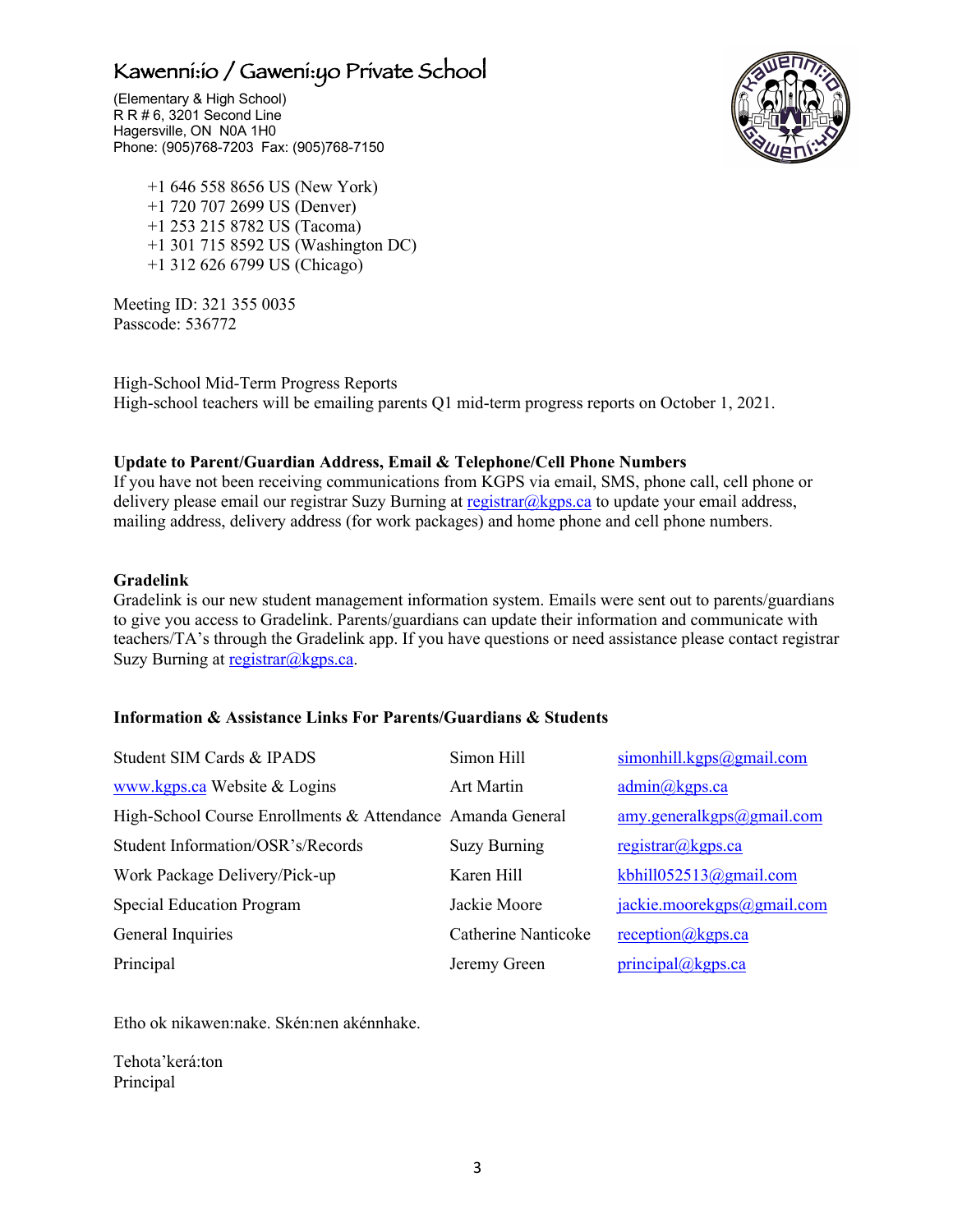# Kawenni:io / Gaweni:yo Private School

(Elementary & High School)
R R # 6, 3201 Second Line
Hagersville, ON N0A 1H0
Phone: (905)768-7203 Fax: (905)768-7150

+1 646 558 8656 US (New York)
+1 720 707 2699 US (Denver)
+1 253 215 8782 US (Tacoma)
+1 301 715 8592 US (Washington DC)
+1 312 626 6799 US (Chicago)

Meeting ID: 321 355 0035
Passcode: 536772

High-School Mid-Term Progress Reports
High-school teachers will be emailing parents Q1 mid-term progress reports on October 1, 2021.

**Update to Parent/Guardian Address, Email & Telephone/Cell Phone Numbers**
If you have not been receiving communications from KGPS via email, SMS, phone call, cell phone or delivery please email our registrar Suzy Burning at registrar@kgps.ca to update your email address, mailing address, delivery address (for work packages) and home phone and cell phone numbers.

**Gradelink**
Gradelink is our new student management information system. Emails were sent out to parents/guardians to give you access to Gradelink. Parents/guardians can update their information and communicate with teachers/TA's through the Gradelink app. If you have questions or need assistance please contact registrar Suzy Burning at registrar@kgps.ca.

**Information & Assistance Links For Parents/Guardians & Students**

| | | |
|---|---|---|
| Student SIM Cards & IPADS | Simon Hill | simonhill.kgps@gmail.com |
| www.kgps.ca Website & Logins | Art Martin | admin@kgps.ca |
| High-School Course Enrollments & Attendance | Amanda General | amy.generalkgps@gmail.com |
| Student Information/OSR's/Records | Suzy Burning | registrar@kgps.ca |
| Work Package Delivery/Pick-up | Karen Hill | kbhill052513@gmail.com |
| Special Education Program | Jackie Moore | jackie.moorekgps@gmail.com |
| General Inquiries | Catherine Nanticoke | reception@kgps.ca |
| Principal | Jeremy Green | principal@kgps.ca |

Etho ok nikawen:nake. Skén:nen akénnhake.

Tehota'kerá:ton
Principal